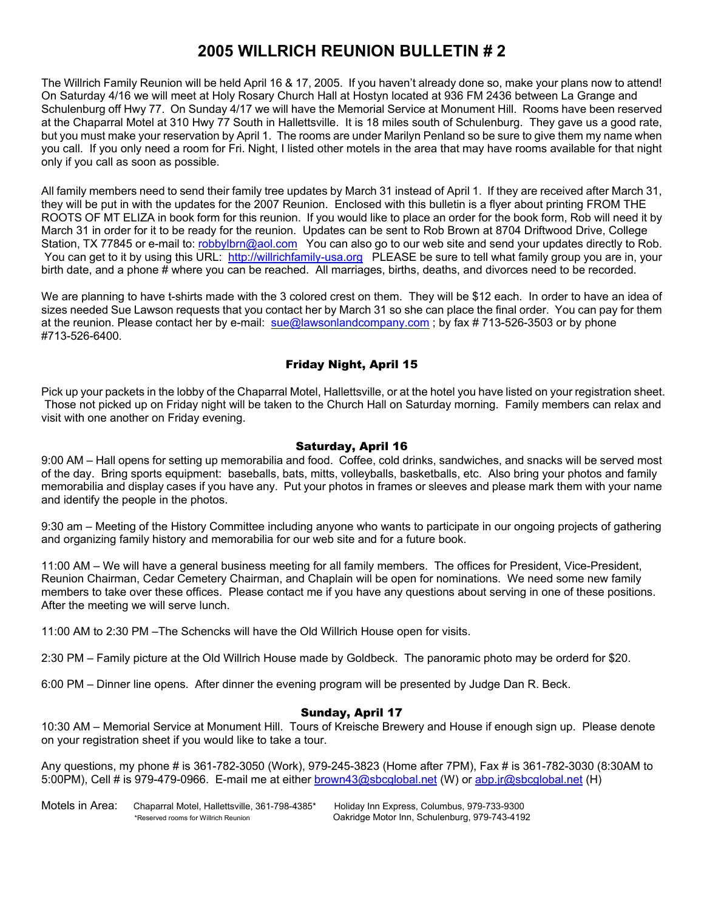# 2005 WILLRICH REUNION BULLETIN # 2

The Willrich Family Reunion will be held April 16 & 17, 2005. If you haven't already done so, make your plans now to attend! On Saturday 4/16 we will meet at Holy Rosary Church Hall at Hostyn located at 936 FM 2436 between La Grange and Schulenburg off Hwy 77. On Sunday 4/17 we will have the Memorial Service at Monument Hill. Rooms have been reserved at the Chaparral Motel at 310 Hwy 77 South in Hallettsville. It is 18 miles south of Schulenburg. They gave us a good rate, but you must make your reservation by April 1. The rooms are under Marilyn Penland so be sure to give them my name when you call. If you only need a room for Fri. Night, I listed other motels in the area that may have rooms available for that night only if you call as soon as possible.

All family members need to send their family tree updates by March 31 instead of April 1. If they are received after March 31, they will be put in with the updates for the 2007 Reunion. Enclosed with this bulletin is a flyer about printing FROM THE ROOTS OF MT ELIZA in book form for this reunion. If you would like to place an order for the book form, Rob will need it by March 31 in order for it to be ready for the reunion. Updates can be sent to Rob Brown at 8704 Driftwood Drive, College Station, TX 77845 or e-mail to: robbylbrn@aol.com You can also go to our web site and send your updates directly to Rob. You can get to it by using this URL: http://willrichfamily-usa.org PLEASE be sure to tell what family group you are in, your birth date, and a phone # where you can be reached. All marriages, births, deaths, and divorces need to be recorded.

We are planning to have t-shirts made with the 3 colored crest on them. They will be $12 each. In order to have an idea of sizes needed Sue Lawson requests that you contact her by March 31 so she can place the final order. You can pay for them at the reunion. Please contact her by e-mail: sue@lawsonlandcompany.com ; by fax # 713-526-3503 or by phone #713-526-6400.

## Friday Night, April 15

Pick up your packets in the lobby of the Chaparral Motel, Hallettsville, or at the hotel you have listed on your registration sheet. Those not picked up on Friday night will be taken to the Church Hall on Saturday morning. Family members can relax and visit with one another on Friday evening.

## Saturday, April 16

9:00 AM – Hall opens for setting up memorabilia and food. Coffee, cold drinks, sandwiches, and snacks will be served most of the day. Bring sports equipment: baseballs, bats, mitts, volleyballs, basketballs, etc. Also bring your photos and family memorabilia and display cases if you have any. Put your photos in frames or sleeves and please mark them with your name and identify the people in the photos.

9:30 am – Meeting of the History Committee including anyone who wants to participate in our ongoing projects of gathering and organizing family history and memorabilia for our web site and for a future book.

11:00 AM – We will have a general business meeting for all family members. The offices for President, Vice-President, Reunion Chairman, Cedar Cemetery Chairman, and Chaplain will be open for nominations. We need some new family members to take over these offices. Please contact me if you have any questions about serving in one of these positions. After the meeting we will serve lunch.

11:00 AM to 2:30 PM –The Schencks will have the Old Willrich House open for visits.

2:30 PM – Family picture at the Old Willrich House made by Goldbeck. The panoramic photo may be orderd for $20.

6:00 PM – Dinner line opens. After dinner the evening program will be presented by Judge Dan R. Beck.

## Sunday, April 17

10:30 AM – Memorial Service at Monument Hill. Tours of Kreische Brewery and House if enough sign up. Please denote on your registration sheet if you would like to take a tour.

Any questions, my phone # is 361-782-3050 (Work), 979-245-3823 (Home after 7PM), Fax # is 361-782-3030 (8:30AM to 5:00PM), Cell # is 979-479-0966. E-mail me at either brown43@sbcglobal.net (W) or abp.jr@sbcglobal.net (H)

Motels in Area:
- Chaparral Motel, Hallettsville, 361-798-4385*
  *Reserved rooms for Willrich Reunion
- Holiday Inn Express, Columbus, 979-733-9300
- Oakridge Motor Inn, Schulenburg, 979-743-4192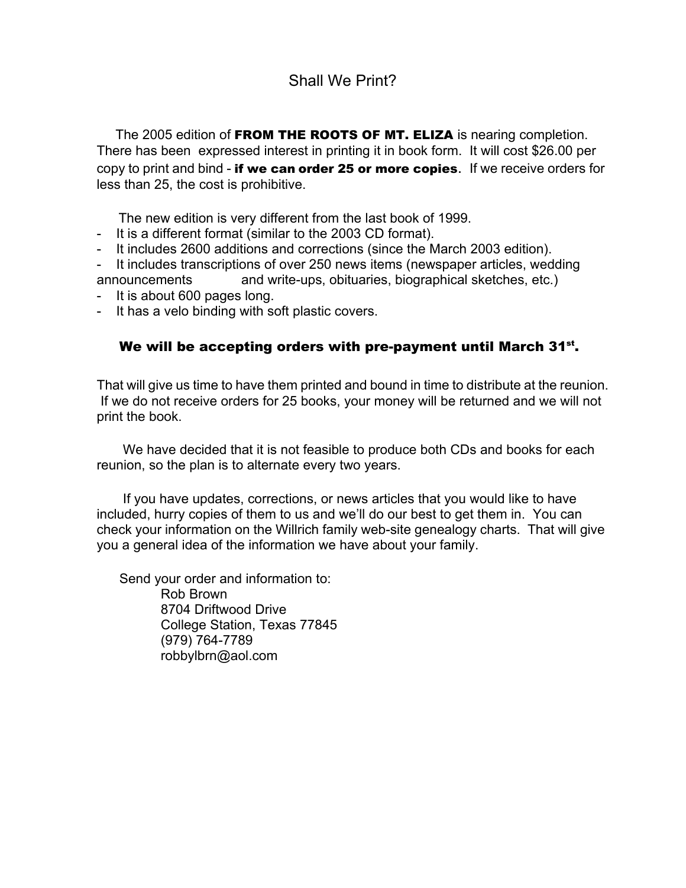# Shall We Print?

The 2005 edition of **FROM THE ROOTS OF MT. ELIZA** is nearing completion. There has been expressed interest in printing it in book form. It will cost $26.00 per copy to print and bind - **if we can order 25 or more copies**. If we receive orders for less than 25, the cost is prohibitive.

The new edition is very different from the last book of 1999.

- It is a different format (similar to the 2003 CD format).
- It includes 2600 additions and corrections (since the March 2003 edition).
- It includes transcriptions of over 250 news items (newspaper articles, wedding announcements and write-ups, obituaries, biographical sketches, etc.)
- It is about 600 pages long.
- It has a velo binding with soft plastic covers.

**We will be accepting orders with pre-payment until March 31st.**

That will give us time to have them printed and bound in time to distribute at the reunion. If we do not receive orders for 25 books, your money will be returned and we will not print the book.

We have decided that it is not feasible to produce both CDs and books for each reunion, so the plan is to alternate every two years.

If you have updates, corrections, or news articles that you would like to have included, hurry copies of them to us and we'll do our best to get them in. You can check your information on the Willrich family web-site genealogy charts. That will give you a general idea of the information we have about your family.

Send your order and information to:

Rob Brown
8704 Driftwood Drive
College Station, Texas 77845
(979) 764-7789
robbylbrn@aol.com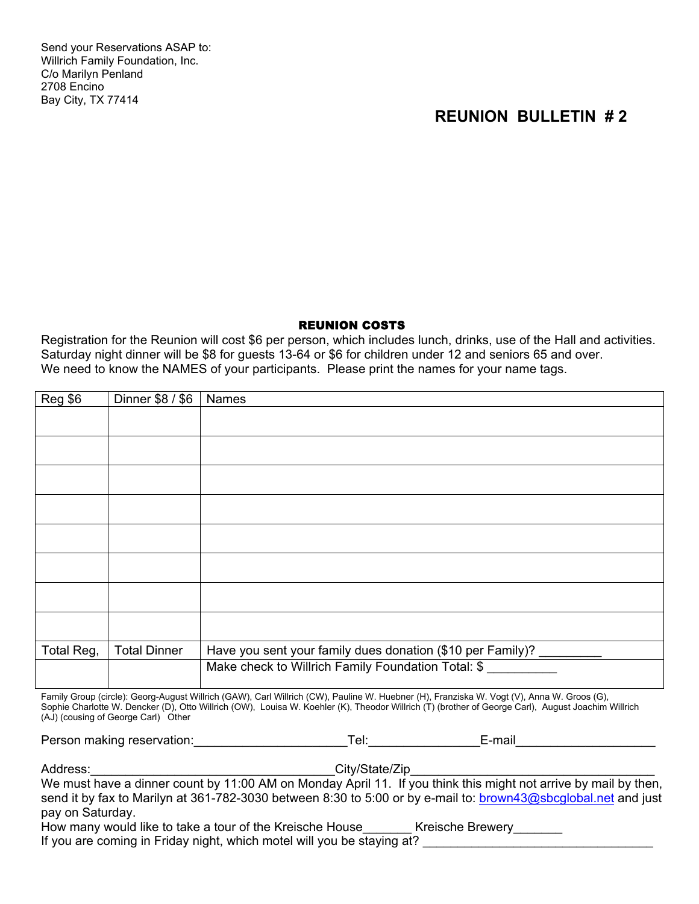Send your Reservations ASAP to:
Willrich Family Foundation, Inc.
C/o Marilyn Penland
2708 Encino
Bay City, TX 77414

# REUNION BULLETIN # 2

## REUNION COSTS

Registration for the Reunion will cost $6 per person, which includes lunch, drinks, use of the Hall and activities. Saturday night dinner will be $8 for guests 13-64 or $6 for children under 12 and seniors 65 and over. We need to know the NAMES of your participants. Please print the names for your name tags.

| Reg $6 | Dinner $8 / $6 | Names |
|---|---|---|
| | | |
| | | |
| | | |
| | | |
| | | |
| | | |
| | | |
| | | |
| Total Reg, | Total Dinner | Have you sent your family dues donation ($10 per Family)? _________ |
| | | Make check to Willrich Family Foundation Total: $ __________ |

Family Group (circle): Georg-August Willrich (GAW), Carl Willrich (CW), Pauline W. Huebner (H), Franziska W. Vogt (V), Anna W. Groos (G), Sophie Charlotte W. Dencker (D), Otto Willrich (OW), Louisa W. Koehler (K), Theodor Willrich (T) (brother of George Carl), August Joachim Willrich (AJ) (cousing of George Carl) Other

Person making reservation:______________________Tel:________________E-mail____________________

Address:___________________________________City/State/Zip__________________________________

We must have a dinner count by 11:00 AM on Monday April 11. If you think this might not arrive by mail by then, send it by fax to Marilyn at 361-782-3030 between 8:30 to 5:00 or by e-mail to: brown43@sbcglobal.net and just pay on Saturday.

How many would like to take a tour of the Kreische House_______ Kreische Brewery_______

If you are coming in Friday night, which motel will you be staying at? ________________________________